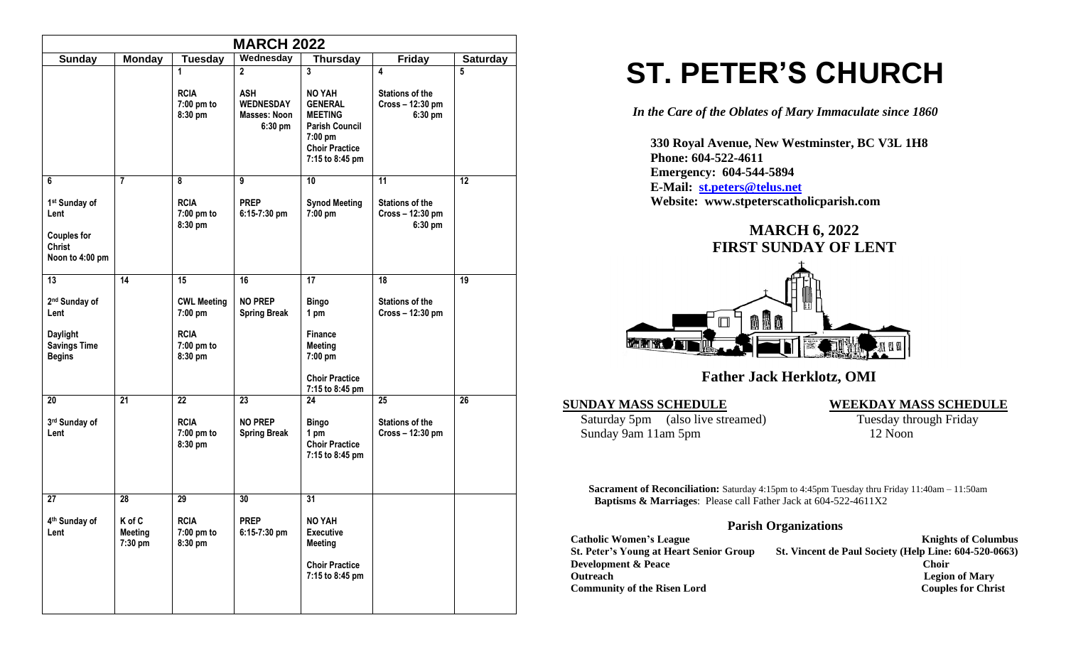| MARCH 2022 | | | | | | |
|---|---|---|---|---|---|---|
| **Sunday** | **Monday** | **Tuesday** | **Wednesday** | **Thursday** | **Friday** | **Saturday** |
| | | 1<br>RCIA 7:00 pm to 8:30 pm | 2<br>ASH WEDNESDAY Masses: Noon 6:30 pm | 3<br>NO YAH GENERAL MEETING<br>Parish Council 7:00 pm<br>Choir Practice 7:15 to 8:45 pm | 4<br>Stations of the Cross – 12:30 pm 6:30 pm | 5 |
| 6<br>1st Sunday of Lent<br>Couples for Christ Noon to 4:00 pm | 7 | 8<br>RCIA 7:00 pm to 8:30 pm | 9<br>PREP 6:15-7:30 pm | 10<br>Synod Meeting 7:00 pm | 11<br>Stations of the Cross – 12:30 pm 6:30 pm | 12 |
| 13<br>2nd Sunday of Lent<br>Daylight Savings Time Begins | 14 | 15<br>CWL Meeting 7:00 pm<br>RCIA 7:00 pm to 8:30 pm | 16<br>NO PREP Spring Break | 17<br>Bingo 1 pm<br>Finance Meeting 7:00 pm<br>Choir Practice 7:15 to 8:45 pm | 18<br>Stations of the Cross – 12:30 pm | 19 |
| 20<br>3rd Sunday of Lent | 21 | 22<br>RCIA 7:00 pm to 8:30 pm | 23<br>NO PREP Spring Break | 24<br>Bingo 1 pm<br>Choir Practice 7:15 to 8:45 pm | 25<br>Stations of the Cross – 12:30 pm | 26 |
| 27<br>4th Sunday of Lent | 28<br>K of C Meeting 7:30 pm | 29<br>RCIA 7:00 pm to 8:30 pm | 30<br>PREP 6:15-7:30 pm | 31<br>NO YAH Executive Meeting<br>Choir Practice 7:15 to 8:45 pm | | |

# ST. PETER'S CHURCH

*In the Care of the Oblates of Mary Immaculate since 1860*

**330 Royal Avenue, New Westminster, BC V3L 1H8**
**Phone: 604-522-4611**
**Emergency: 604-544-5894**
**E-Mail: st.peters@telus.net**
**Website: www.stpeterscatholicparish.com**

## MARCH 6, 2022
## FIRST SUNDAY OF LENT

**Father Jack Herklotz, OMI**

**SUNDAY MASS SCHEDULE**

Saturday 5pm (also live streamed)
Sunday 9am 11am 5pm

**WEEKDAY MASS SCHEDULE**

Tuesday through Friday
12 Noon

**Sacrament of Reconciliation:** Saturday 4:15pm to 4:45pm Tuesday thru Friday 11:40am – 11:50am
**Baptisms & Marriages**: Please call Father Jack at 604-522-4611X2

### Parish Organizations

**Catholic Women's League**
**Knights of Columbus**
**St. Peter's Young at Heart Senior Group**
**St. Vincent de Paul Society (Help Line: 604-520-0663)**
**Development & Peace**
**Choir**
**Outreach**
**Legion of Mary**
**Community of the Risen Lord**
**Couples for Christ**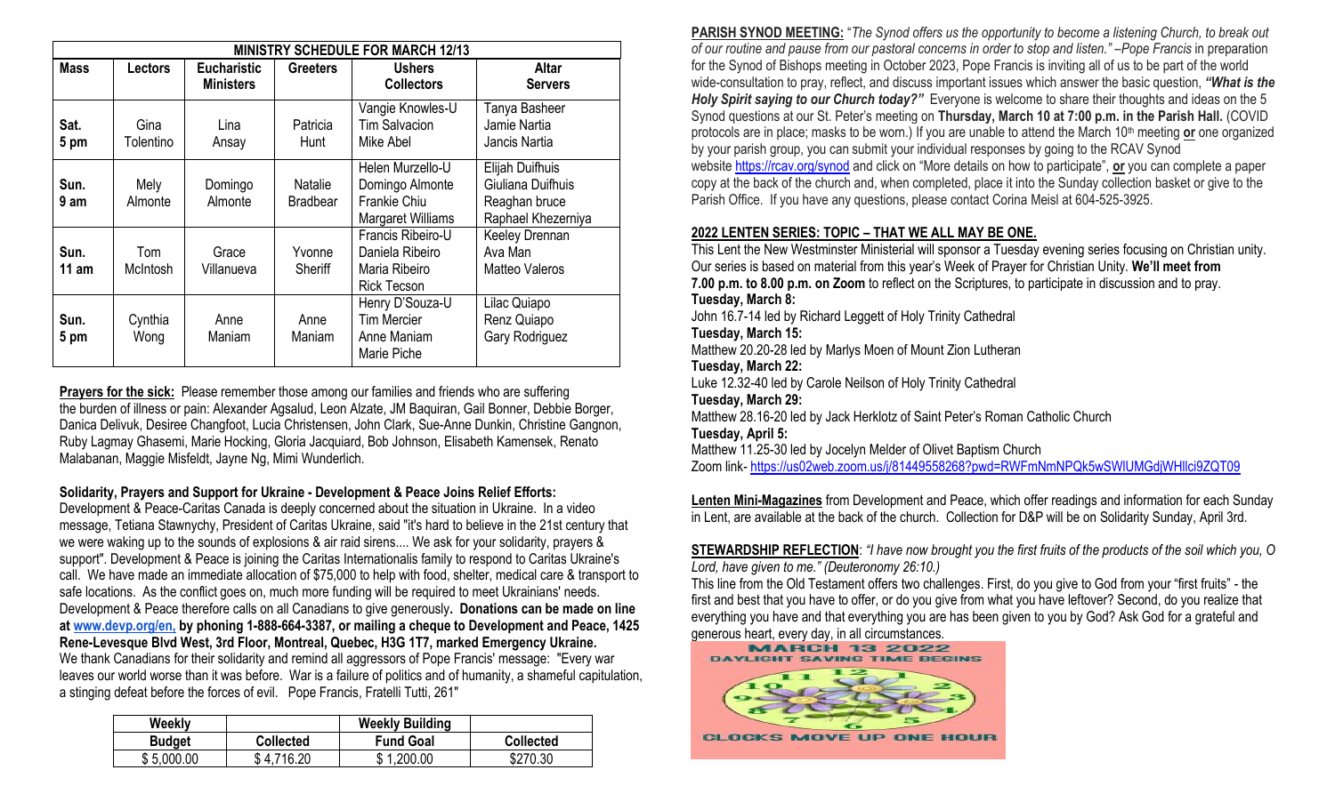| MINISTRY SCHEDULE FOR MARCH 12/13 | | | | | |
|---|---|---|---|---|---|
| **Mass** | **Lectors** | **Eucharistic Ministers** | **Greeters** | **Ushers Collectors** | **Altar Servers** |
| Sat. 5 pm | Gina Tolentino | Lina Ansay | Patricia Hunt | Vangie Knowles-U Tim Salvacion Mike Abel | Tanya Basheer Jamie Nartia Jancis Nartia |
| Sun. 9 am | Mely Almonte | Domingo Almonte | Natalie Bradbear | Helen Murzello-U Domingo Almonte Frankie Chiu Margaret Williams | Elijah Duifhuis Giuliana Duifhuis Reaghan bruce Raphael Khezerniya |
| Sun. 11 am | Tom McIntosh | Grace Villanueva | Yvonne Sheriff | Francis Ribeiro-U Daniela Ribeiro Maria Ribeiro Rick Tecson | Keeley Drennan Ava Man Matteo Valeros |
| Sun. 5 pm | Cynthia Wong | Anne Maniam | Anne Maniam | Henry D'Souza-U Tim Mercier Anne Maniam Marie Piche | Lilac Quiapo Renz Quiapo Gary Rodriguez |

**Prayers for the sick:** Please remember those among our families and friends who are suffering the burden of illness or pain: Alexander Agsalud, Leon Alzate, JM Baquiran, Gail Bonner, Debbie Borger, Danica Delivuk, Desiree Changfoot, Lucia Christensen, John Clark, Sue-Anne Dunkin, Christine Gangnon, Ruby Lagmay Ghasemi, Marie Hocking, Gloria Jacquiard, Bob Johnson, Elisabeth Kamensek, Renato Malabanan, Maggie Misfeldt, Jayne Ng, Mimi Wunderlich.

**Solidarity, Prayers and Support for Ukraine - Development & Peace Joins Relief Efforts:**
Development & Peace-Caritas Canada is deeply concerned about the situation in Ukraine. In a video message, Tetiana Stawnychy, President of Caritas Ukraine, said "it's hard to believe in the 21st century that we were waking up to the sounds of explosions & air raid sirens.... We ask for your solidarity, prayers & support". Development & Peace is joining the Caritas Internationalis family to respond to Caritas Ukraine's call. We have made an immediate allocation of $75,000 to help with food, shelter, medical care & transport to safe locations. As the conflict goes on, much more funding will be required to meet Ukrainians' needs. Development & Peace therefore calls on all Canadians to give generously**. Donations can be made on line at www.devp.org/en, by phoning 1-888-664-3387, or mailing a cheque to Development and Peace, 1425 Rene-Levesque Blvd West, 3rd Floor, Montreal, Quebec, H3G 1T7, marked Emergency Ukraine.**
We thank Canadians for their solidarity and remind all aggressors of Pope Francis' message: "Every war leaves our world worse than it was before. War is a failure of politics and of humanity, a shameful capitulation, a stinging defeat before the forces of evil. Pope Francis, Fratelli Tutti, 261"

| Weekly Budget | Collected | Weekly Building Fund Goal | Collected |
|---|---|---|---|
| $ 5,000.00 | $ 4,716.20 | $ 1,200.00 | $270.30 |

**PARISH SYNOD MEETING:** "*The Synod offers us the opportunity to become a listening Church, to break out of our routine and pause from our pastoral concerns in order to stop and listen." –Pope Francis* in preparation for the Synod of Bishops meeting in October 2023, Pope Francis is inviting all of us to be part of the world wide-consultation to pray, reflect, and discuss important issues which answer the basic question, ***"What is the Holy Spirit saying to our Church today?"*** Everyone is welcome to share their thoughts and ideas on the 5 Synod questions at our St. Peter's meeting on **Thursday, March 10 at 7:00 p.m. in the Parish Hall.** (COVID protocols are in place; masks to be worn.) If you are unable to attend the March 10th meeting **or** one organized by your parish group, you can submit your individual responses by going to the RCAV Synod website https://rcav.org/synod and click on "More details on how to participate", **or** you can complete a paper copy at the back of the church and, when completed, place it into the Sunday collection basket or give to the Parish Office. If you have any questions, please contact Corina Meisl at 604-525-3925.

**2022 LENTEN SERIES: TOPIC – THAT WE ALL MAY BE ONE.**
This Lent the New Westminster Ministerial will sponsor a Tuesday evening series focusing on Christian unity. Our series is based on material from this year's Week of Prayer for Christian Unity. **We'll meet from 7.00 p.m. to 8.00 p.m. on Zoom** to reflect on the Scriptures, to participate in discussion and to pray.

**Tuesday, March 8:**
John 16.7-14 led by Richard Leggett of Holy Trinity Cathedral
**Tuesday, March 15:**
Matthew 20.20-28 led by Marlys Moen of Mount Zion Lutheran
**Tuesday, March 22:**
Luke 12.32-40 led by Carole Neilson of Holy Trinity Cathedral
**Tuesday, March 29:**
Matthew 28.16-20 led by Jack Herklotz of Saint Peter's Roman Catholic Church
**Tuesday, April 5:**
Matthew 11.25-30 led by Jocelyn Melder of Olivet Baptism Church
Zoom link- https://us02web.zoom.us/j/81449558268?pwd=RWFmNmNPQk5wSWlUMGdjWHllci9ZQT09

**Lenten Mini-Magazines** from Development and Peace, which offer readings and information for each Sunday in Lent, are available at the back of the church. Collection for D&P will be on Solidarity Sunday, April 3rd.

**STEWARDSHIP REFLECTION**: *"I have now brought you the first fruits of the products of the soil which you, O Lord, have given to me." (Deuteronomy 26:10.)*
This line from the Old Testament offers two challenges. First, do you give to God from your "first fruits" - the first and best that you have to offer, or do you give from what you have leftover? Second, do you realize that everything you have and that everything you are has been given to you by God? Ask God for a grateful and generous heart, every day, in all circumstances.

MARCH 13 2022
DAYLIGHT SAVING TIME BEGINS
CLOCKS MOVE UP ONE HOUR